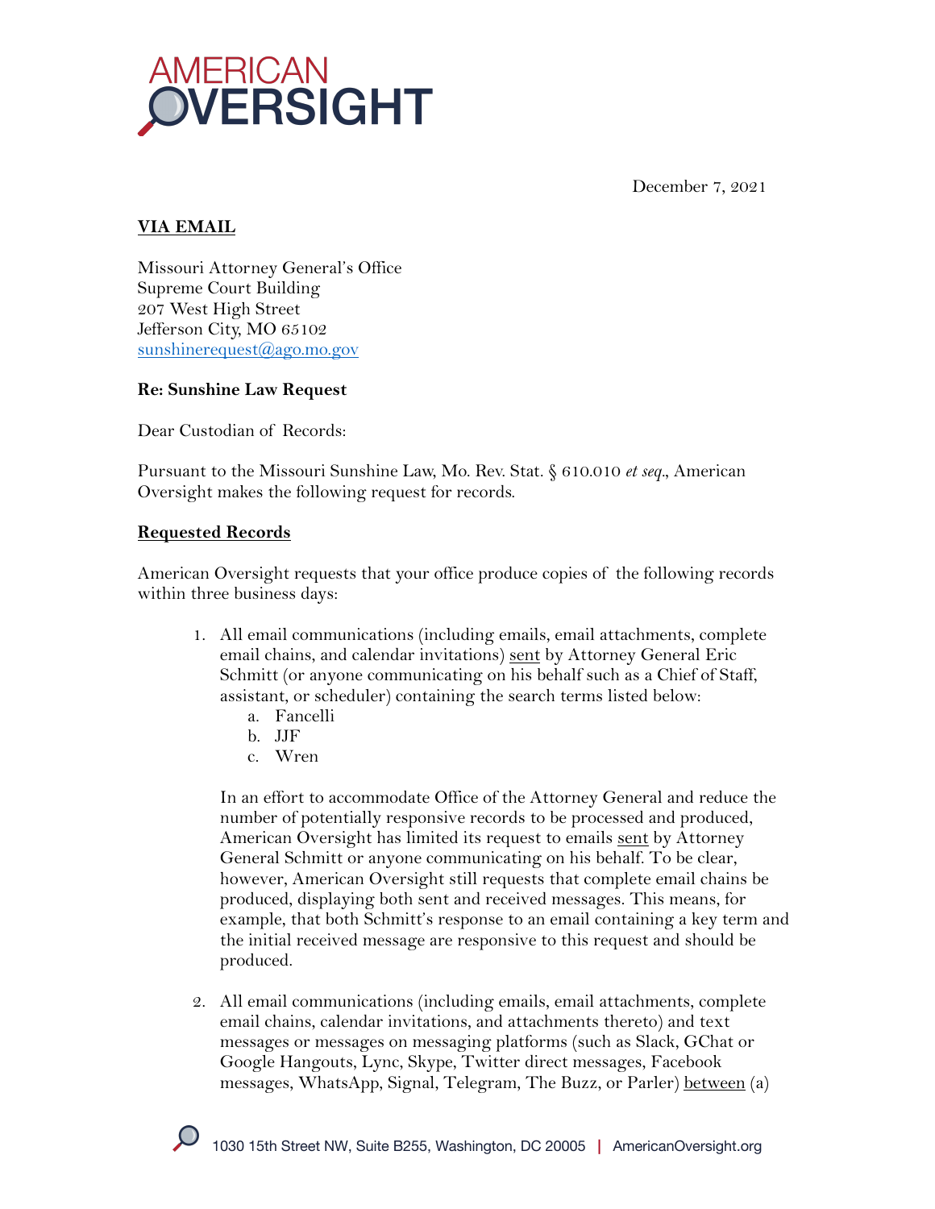December 7, 2021

**VIA EMAIL**

Missouri Attorney General's Office
Supreme Court Building
207 West High Street
Jefferson City, MO 65102
sunshinerequest@ago.mo.gov

**Re: Sunshine Law Request**

Dear Custodian of Records:

Pursuant to the Missouri Sunshine Law, Mo. Rev. Stat. § 610.010 *et seq*., American Oversight makes the following request for records.

**Requested Records**

American Oversight requests that your office produce copies of the following records within three business days:

1. All email communications (including emails, email attachments, complete email chains, and calendar invitations) sent by Attorney General Eric Schmitt (or anyone communicating on his behalf such as a Chief of Staff, assistant, or scheduler) containing the search terms listed below:
   a. Fancelli
   b. JJF
   c. Wren

   In an effort to accommodate Office of the Attorney General and reduce the number of potentially responsive records to be processed and produced, American Oversight has limited its request to emails sent by Attorney General Schmitt or anyone communicating on his behalf. To be clear, however, American Oversight still requests that complete email chains be produced, displaying both sent and received messages. This means, for example, that both Schmitt's response to an email containing a key term and the initial received message are responsive to this request and should be produced.

2. All email communications (including emails, email attachments, complete email chains, calendar invitations, and attachments thereto) and text messages or messages on messaging platforms (such as Slack, GChat or Google Hangouts, Lync, Skype, Twitter direct messages, Facebook messages, WhatsApp, Signal, Telegram, The Buzz, or Parler) between (a)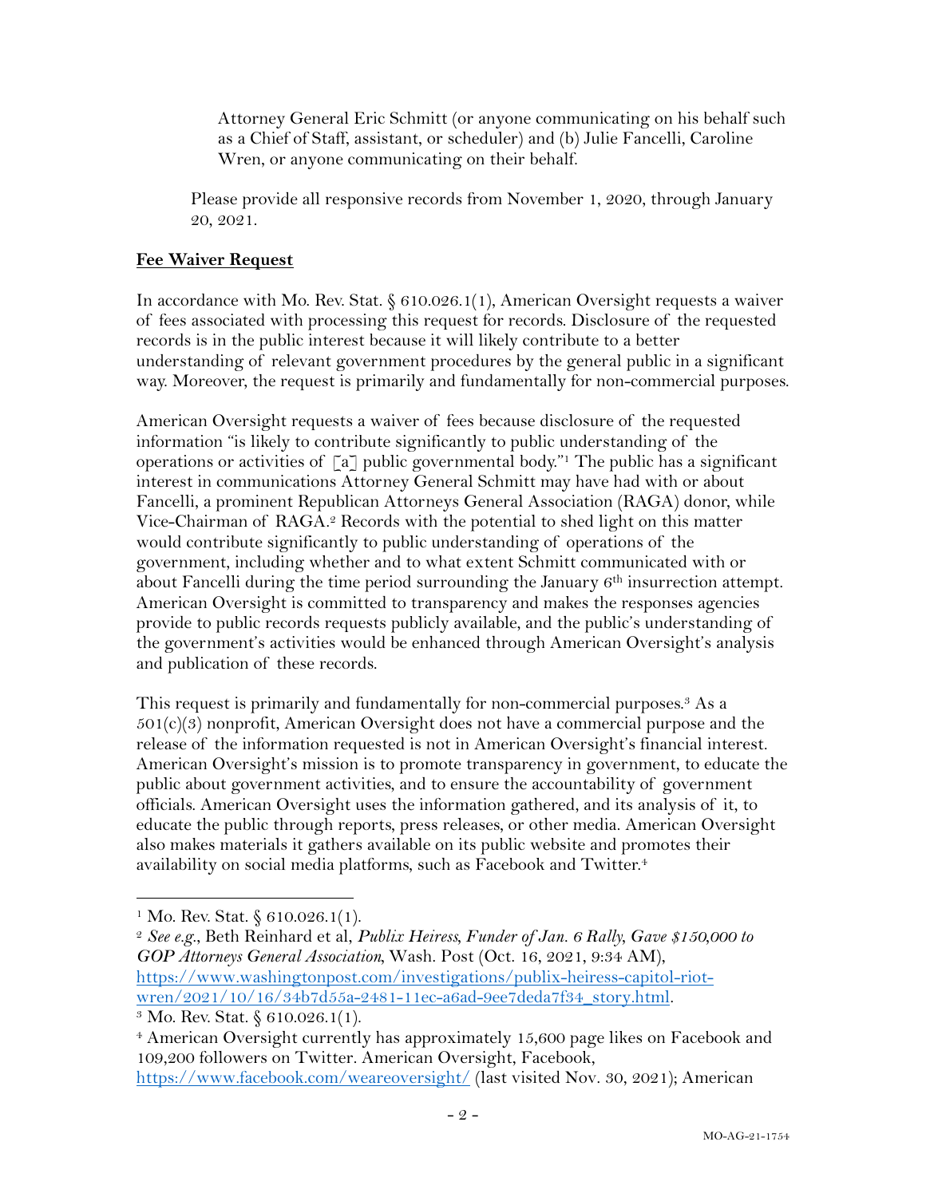Attorney General Eric Schmitt (or anyone communicating on his behalf such as a Chief of Staff, assistant, or scheduler) and (b) Julie Fancelli, Caroline Wren, or anyone communicating on their behalf.

Please provide all responsive records from November 1, 2020, through January 20, 2021.

**Fee Waiver Request**

In accordance with Mo. Rev. Stat. § 610.026.1(1), American Oversight requests a waiver of fees associated with processing this request for records. Disclosure of the requested records is in the public interest because it will likely contribute to a better understanding of relevant government procedures by the general public in a significant way. Moreover, the request is primarily and fundamentally for non-commercial purposes.

American Oversight requests a waiver of fees because disclosure of the requested information "is likely to contribute significantly to public understanding of the operations or activities of [a] public governmental body."[1] The public has a significant interest in communications Attorney General Schmitt may have had with or about Fancelli, a prominent Republican Attorneys General Association (RAGA) donor, while Vice-Chairman of RAGA.[2] Records with the potential to shed light on this matter would contribute significantly to public understanding of operations of the government, including whether and to what extent Schmitt communicated with or about Fancelli during the time period surrounding the January 6th insurrection attempt. American Oversight is committed to transparency and makes the responses agencies provide to public records requests publicly available, and the public's understanding of the government's activities would be enhanced through American Oversight's analysis and publication of these records.

This request is primarily and fundamentally for non-commercial purposes.[3] As a 501(c)(3) nonprofit, American Oversight does not have a commercial purpose and the release of the information requested is not in American Oversight's financial interest. American Oversight's mission is to promote transparency in government, to educate the public about government activities, and to ensure the accountability of government officials. American Oversight uses the information gathered, and its analysis of it, to educate the public through reports, press releases, or other media. American Oversight also makes materials it gathers available on its public website and promotes their availability on social media platforms, such as Facebook and Twitter.[4]

---

[1] Mo. Rev. Stat. § 610.026.1(1).

[2] *See e.g.*, Beth Reinhard et al, *Publix Heiress, Funder of Jan. 6 Rally, Gave $150,000 to GOP Attorneys General Association*, Wash. Post (Oct. 16, 2021, 9:34 AM), https://www.washingtonpost.com/investigations/publix-heiress-capitol-riot-wren/2021/10/16/34b7d55a-2481-11ec-a6ad-9ee7deda7f34_story.html.

[3] Mo. Rev. Stat. § 610.026.1(1).

[4] American Oversight currently has approximately 15,600 page likes on Facebook and 109,200 followers on Twitter. American Oversight, Facebook, https://www.facebook.com/weareoversight/ (last visited Nov. 30, 2021); American

MO-AG-21-1754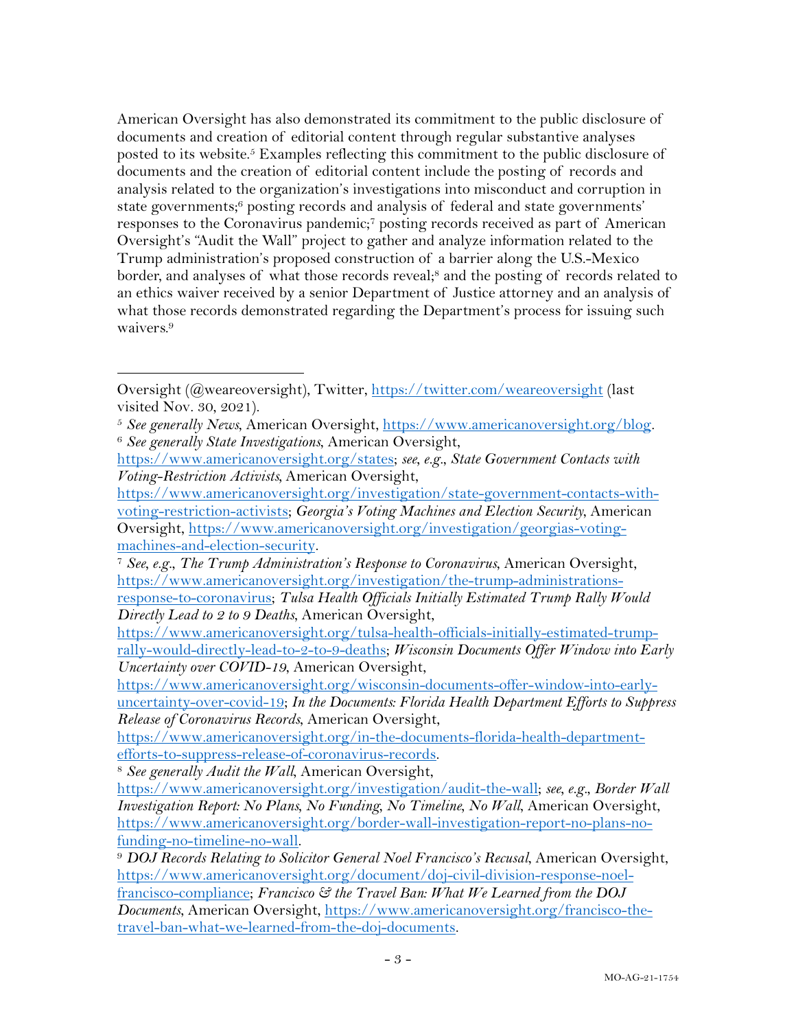American Oversight has also demonstrated its commitment to the public disclosure of documents and creation of editorial content through regular substantive analyses posted to its website.[5] Examples reflecting this commitment to the public disclosure of documents and the creation of editorial content include the posting of records and analysis related to the organization's investigations into misconduct and corruption in state governments;[6] posting records and analysis of federal and state governments' responses to the Coronavirus pandemic;[7] posting records received as part of American Oversight's "Audit the Wall" project to gather and analyze information related to the Trump administration's proposed construction of a barrier along the U.S.-Mexico border, and analyses of what those records reveal;[8] and the posting of records related to an ethics waiver received by a senior Department of Justice attorney and an analysis of what those records demonstrated regarding the Department's process for issuing such waivers.[9]

---

Oversight (@weareoversight), Twitter, https://twitter.com/weareoversight (last visited Nov. 30, 2021).

[5] *See generally News*, American Oversight, https://www.americanoversight.org/blog.

[6] *See generally State Investigations*, American Oversight, https://www.americanoversight.org/states; *see, e.g.*, *State Government Contacts with Voting-Restriction Activists*, American Oversight, https://www.americanoversight.org/investigation/state-government-contacts-with-voting-restriction-activists; *Georgia's Voting Machines and Election Security*, American Oversight, https://www.americanoversight.org/investigation/georgias-voting-machines-and-election-security.

[7] *See, e.g.*, *The Trump Administration's Response to Coronavirus*, American Oversight, https://www.americanoversight.org/investigation/the-trump-administrations-response-to-coronavirus; *Tulsa Health Officials Initially Estimated Trump Rally Would Directly Lead to 2 to 9 Deaths*, American Oversight, https://www.americanoversight.org/tulsa-health-officials-initially-estimated-trump-rally-would-directly-lead-to-2-to-9-deaths; *Wisconsin Documents Offer Window into Early Uncertainty over COVID-19*, American Oversight, https://www.americanoversight.org/wisconsin-documents-offer-window-into-early-uncertainty-over-covid-19; *In the Documents: Florida Health Department Efforts to Suppress Release of Coronavirus Records*, American Oversight, https://www.americanoversight.org/in-the-documents-florida-health-department-efforts-to-suppress-release-of-coronavirus-records.

[8] *See generally Audit the Wall*, American Oversight, https://www.americanoversight.org/investigation/audit-the-wall; *see, e.g.*, *Border Wall Investigation Report: No Plans, No Funding, No Timeline, No Wall*, American Oversight, https://www.americanoversight.org/border-wall-investigation-report-no-plans-no-funding-no-timeline-no-wall.

[9] *DOJ Records Relating to Solicitor General Noel Francisco's Recusal*, American Oversight, https://www.americanoversight.org/document/doj-civil-division-response-noel-francisco-compliance; *Francisco & the Travel Ban: What We Learned from the DOJ Documents*, American Oversight, https://www.americanoversight.org/francisco-the-travel-ban-what-we-learned-from-the-doj-documents.

MO-AG-21-1754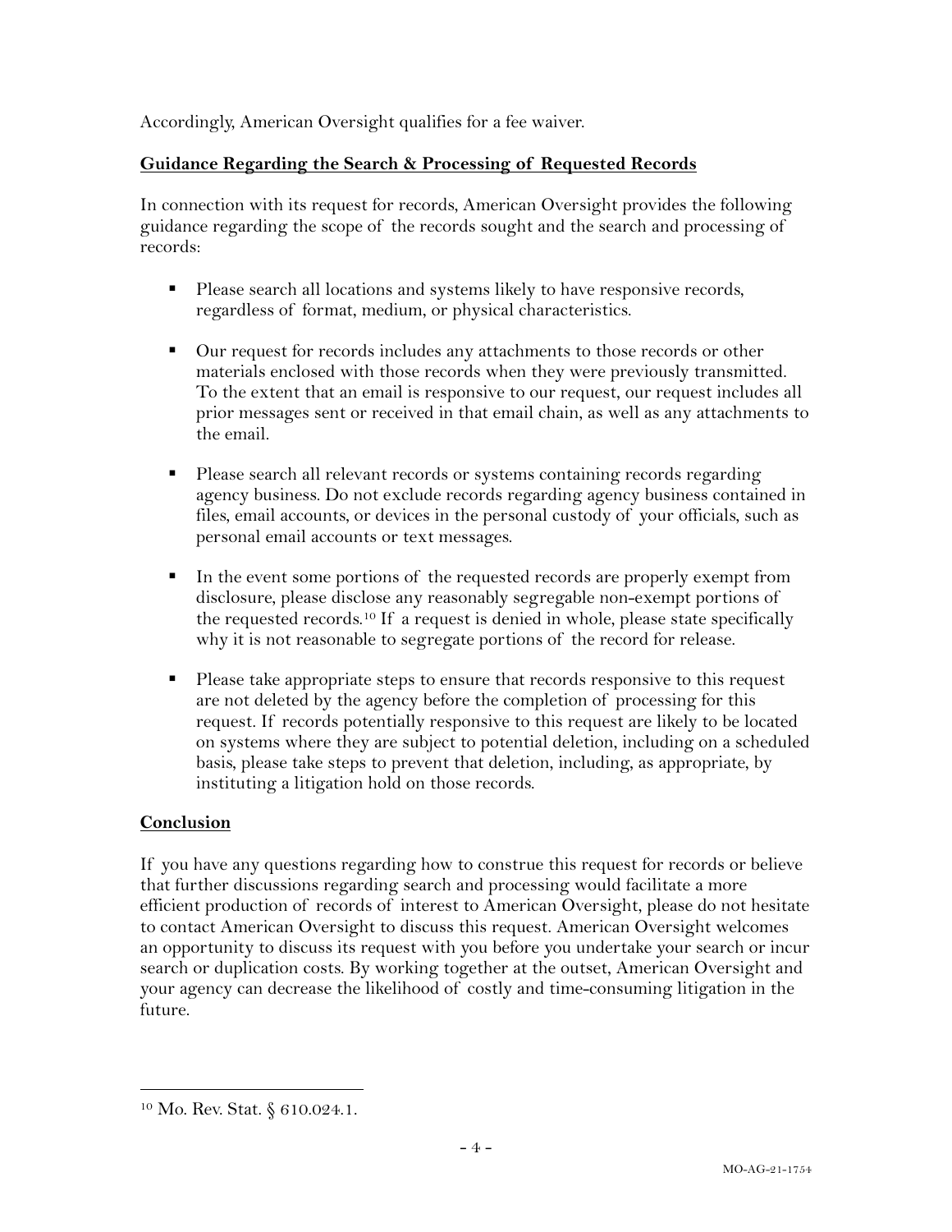Accordingly, American Oversight qualifies for a fee waiver.

## Guidance Regarding the Search & Processing of Requested Records

In connection with its request for records, American Oversight provides the following guidance regarding the scope of the records sought and the search and processing of records:

- Please search all locations and systems likely to have responsive records, regardless of format, medium, or physical characteristics.

- Our request for records includes any attachments to those records or other materials enclosed with those records when they were previously transmitted. To the extent that an email is responsive to our request, our request includes all prior messages sent or received in that email chain, as well as any attachments to the email.

- Please search all relevant records or systems containing records regarding agency business. Do not exclude records regarding agency business contained in files, email accounts, or devices in the personal custody of your officials, such as personal email accounts or text messages.

- In the event some portions of the requested records are properly exempt from disclosure, please disclose any reasonably segregable non-exempt portions of the requested records.[10] If a request is denied in whole, please state specifically why it is not reasonable to segregate portions of the record for release.

- Please take appropriate steps to ensure that records responsive to this request are not deleted by the agency before the completion of processing for this request. If records potentially responsive to this request are likely to be located on systems where they are subject to potential deletion, including on a scheduled basis, please take steps to prevent that deletion, including, as appropriate, by instituting a litigation hold on those records.

## Conclusion

If you have any questions regarding how to construe this request for records or believe that further discussions regarding search and processing would facilitate a more efficient production of records of interest to American Oversight, please do not hesitate to contact American Oversight to discuss this request. American Oversight welcomes an opportunity to discuss its request with you before you undertake your search or incur search or duplication costs. By working together at the outset, American Oversight and your agency can decrease the likelihood of costly and time-consuming litigation in the future.

---

[10] Mo. Rev. Stat. § 610.024.1.

MO-AG-21-1754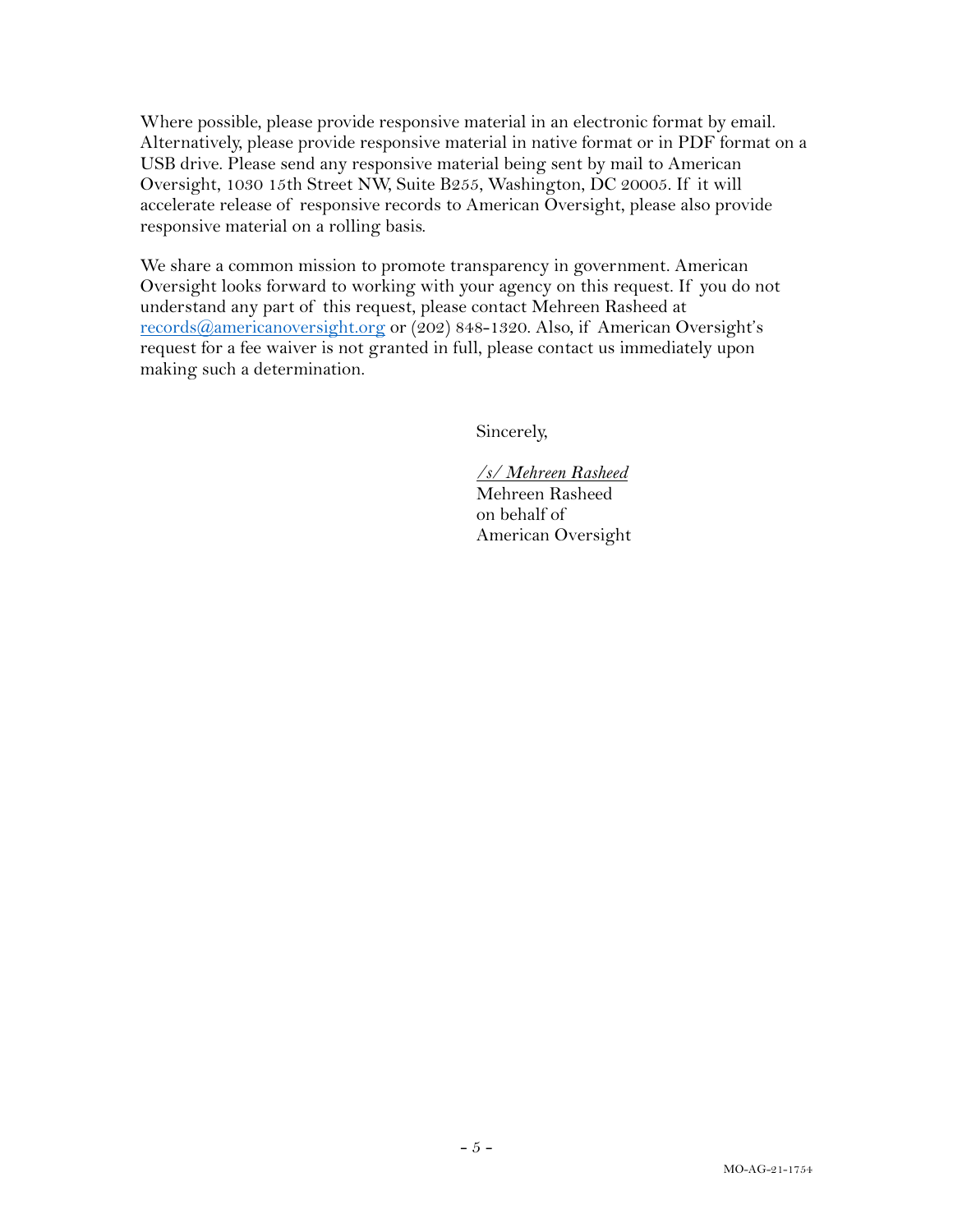Where possible, please provide responsive material in an electronic format by email. Alternatively, please provide responsive material in native format or in PDF format on a USB drive. Please send any responsive material being sent by mail to American Oversight, 1030 15th Street NW, Suite B255, Washington, DC 20005. If it will accelerate release of responsive records to American Oversight, please also provide responsive material on a rolling basis.

We share a common mission to promote transparency in government. American Oversight looks forward to working with your agency on this request. If you do not understand any part of this request, please contact Mehreen Rasheed at records@americanoversight.org or (202) 848-1320. Also, if American Oversight's request for a fee waiver is not granted in full, please contact us immediately upon making such a determination.

Sincerely,

*/s/ Mehreen Rasheed*
Mehreen Rasheed
on behalf of
American Oversight

MO-AG-21-1754